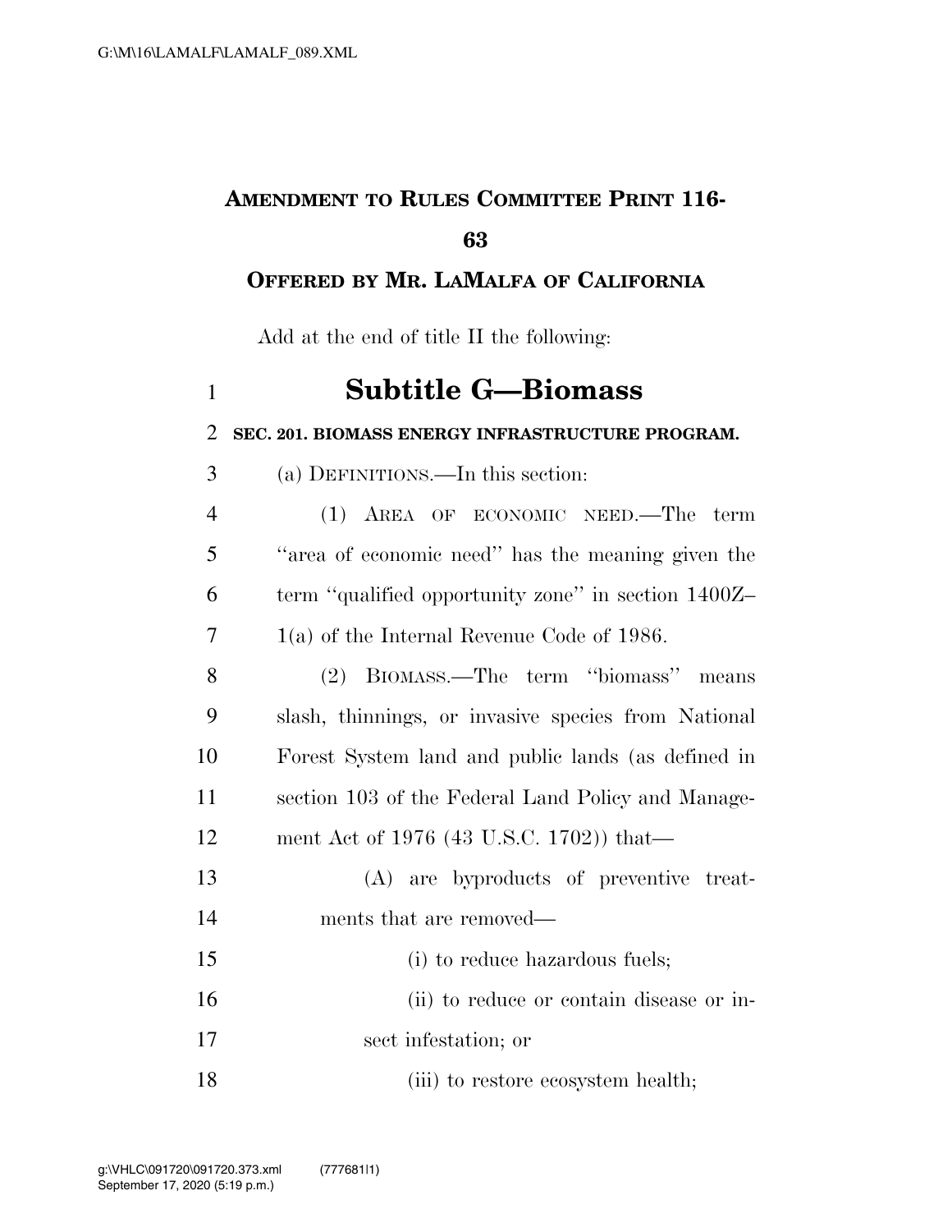**AMENDMENT TO RULES COMMITTEE PRINT 116-63**

**OFFERED BY MR. LAMALFA OF CALIFORNIA**

Add at the end of title II the following:

# Subtitle G—Biomass

**SEC. 201. BIOMASS ENERGY INFRASTRUCTURE PROGRAM.**

(a) DEFINITIONS.—In this section:

(1) AREA OF ECONOMIC NEED.—The term ''area of economic need'' has the meaning given the term ''qualified opportunity zone'' in section 1400Z–1(a) of the Internal Revenue Code of 1986.

(2) BIOMASS.—The term ''biomass'' means slash, thinnings, or invasive species from National Forest System land and public lands (as defined in section 103 of the Federal Land Policy and Management Act of 1976 (43 U.S.C. 1702)) that—

(A) are byproducts of preventive treatments that are removed—

(i) to reduce hazardous fuels;

(ii) to reduce or contain disease or insect infestation; or

(iii) to restore ecosystem health;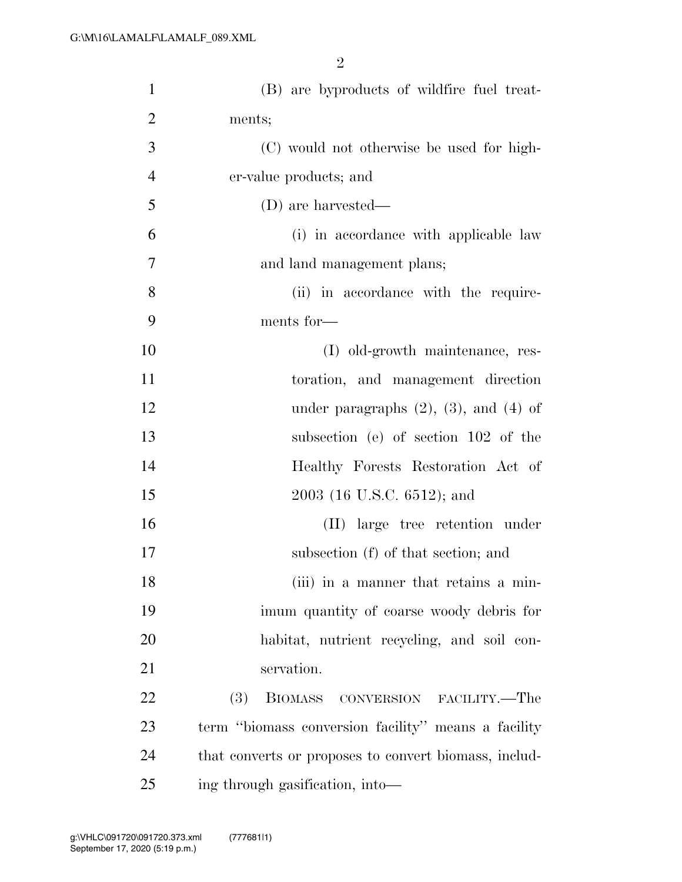(B) are byproducts of wildfire fuel treatments;

(C) would not otherwise be used for higher-value products; and

(D) are harvested—

(i) in accordance with applicable law and land management plans;

(ii) in accordance with the requirements for—

(I) old-growth maintenance, restoration, and management direction under paragraphs (2), (3), and (4) of subsection (e) of section 102 of the Healthy Forests Restoration Act of 2003 (16 U.S.C. 6512); and

(II) large tree retention under subsection (f) of that section; and

(iii) in a manner that retains a minimum quantity of coarse woody debris for habitat, nutrient recycling, and soil conservation.

(3) BIOMASS CONVERSION FACILITY.—The term "biomass conversion facility" means a facility that converts or proposes to convert biomass, including through gasification, into—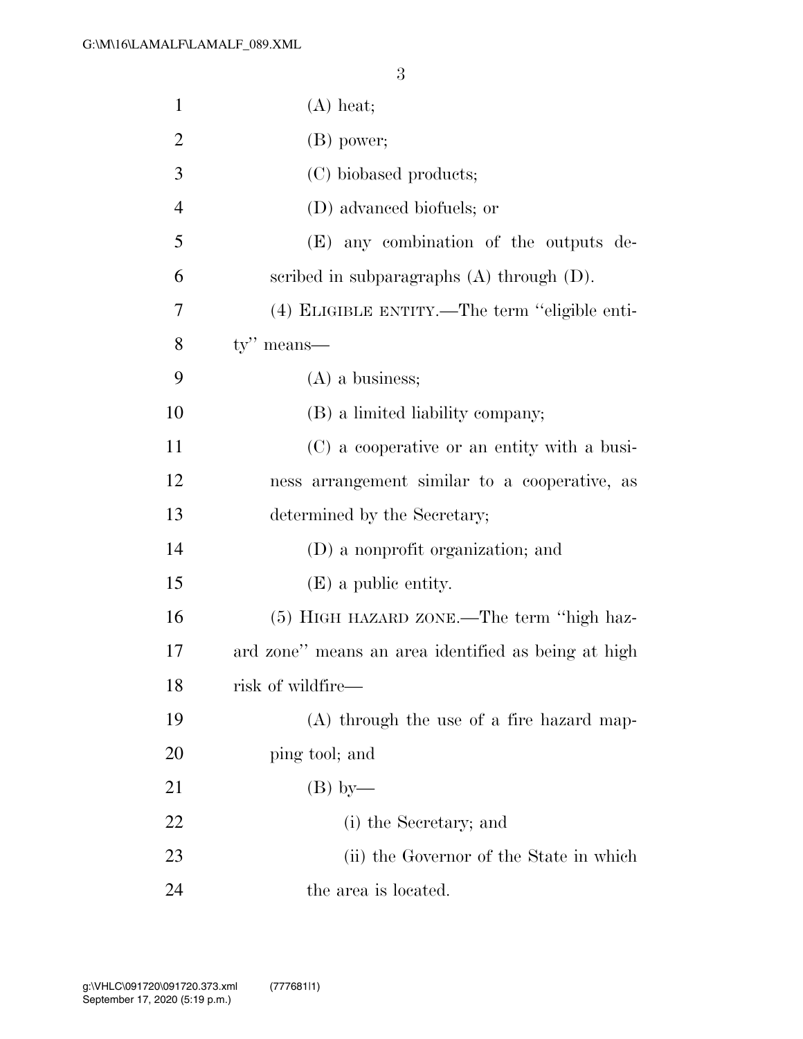(A) heat;

(B) power;

(C) biobased products;

(D) advanced biofuels; or

(E) any combination of the outputs described in subparagraphs (A) through (D).

(4) ELIGIBLE ENTITY.—The term "eligible entity" means—

(A) a business;

(B) a limited liability company;

(C) a cooperative or an entity with a business arrangement similar to a cooperative, as determined by the Secretary;

(D) a nonprofit organization; and

(E) a public entity.

(5) HIGH HAZARD ZONE.—The term "high hazard zone" means an area identified as being at high risk of wildfire—

(A) through the use of a fire hazard mapping tool; and

(B) by—

(i) the Secretary; and

(ii) the Governor of the State in which the area is located.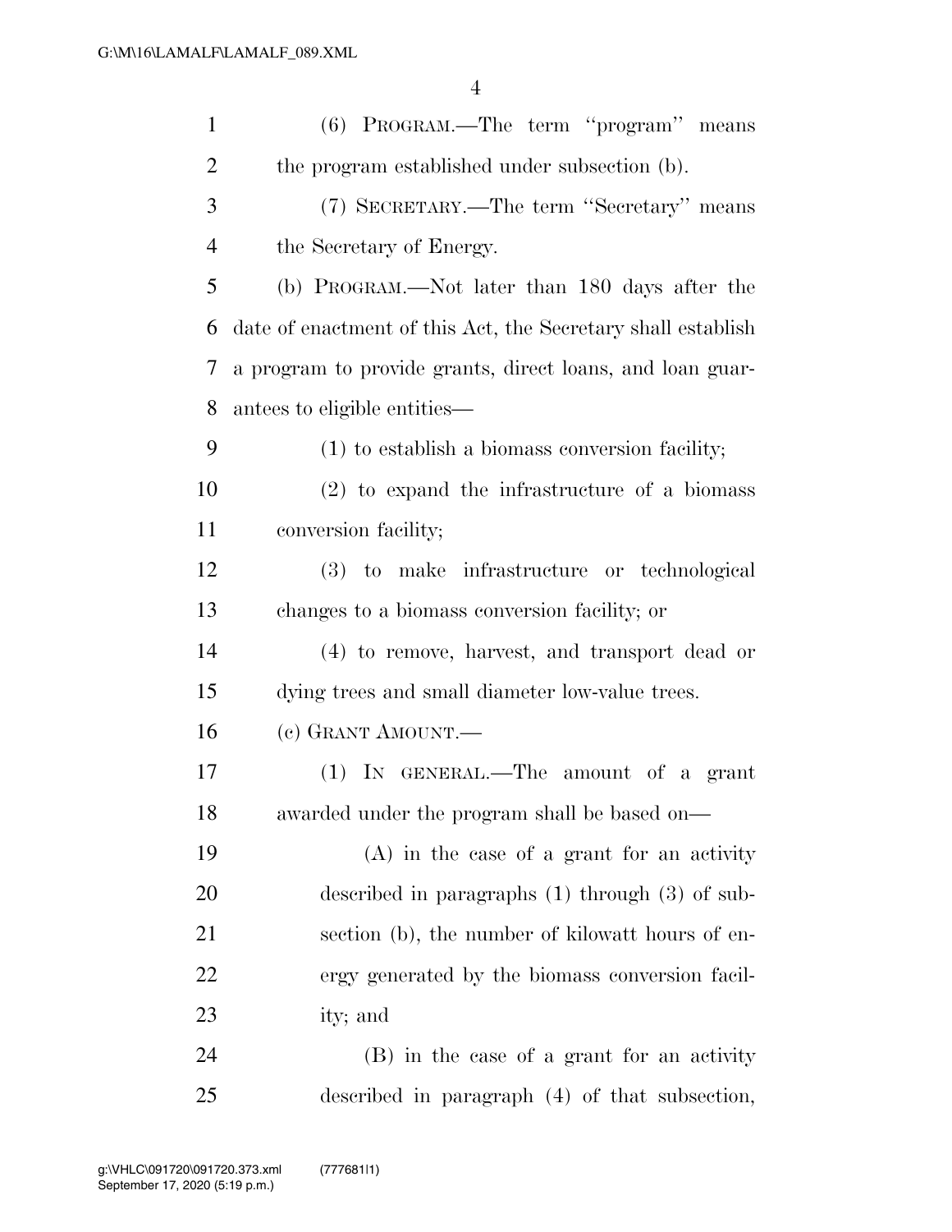(6) PROGRAM.—The term "program" means the program established under subsection (b).

(7) SECRETARY.—The term "Secretary" means the Secretary of Energy.

(b) PROGRAM.—Not later than 180 days after the date of enactment of this Act, the Secretary shall establish a program to provide grants, direct loans, and loan guarantees to eligible entities—

(1) to establish a biomass conversion facility;

(2) to expand the infrastructure of a biomass conversion facility;

(3) to make infrastructure or technological changes to a biomass conversion facility; or

(4) to remove, harvest, and transport dead or dying trees and small diameter low-value trees.

(c) GRANT AMOUNT.—

(1) IN GENERAL.—The amount of a grant awarded under the program shall be based on—

(A) in the case of a grant for an activity described in paragraphs (1) through (3) of subsection (b), the number of kilowatt hours of energy generated by the biomass conversion facility; and

(B) in the case of a grant for an activity described in paragraph (4) of that subsection,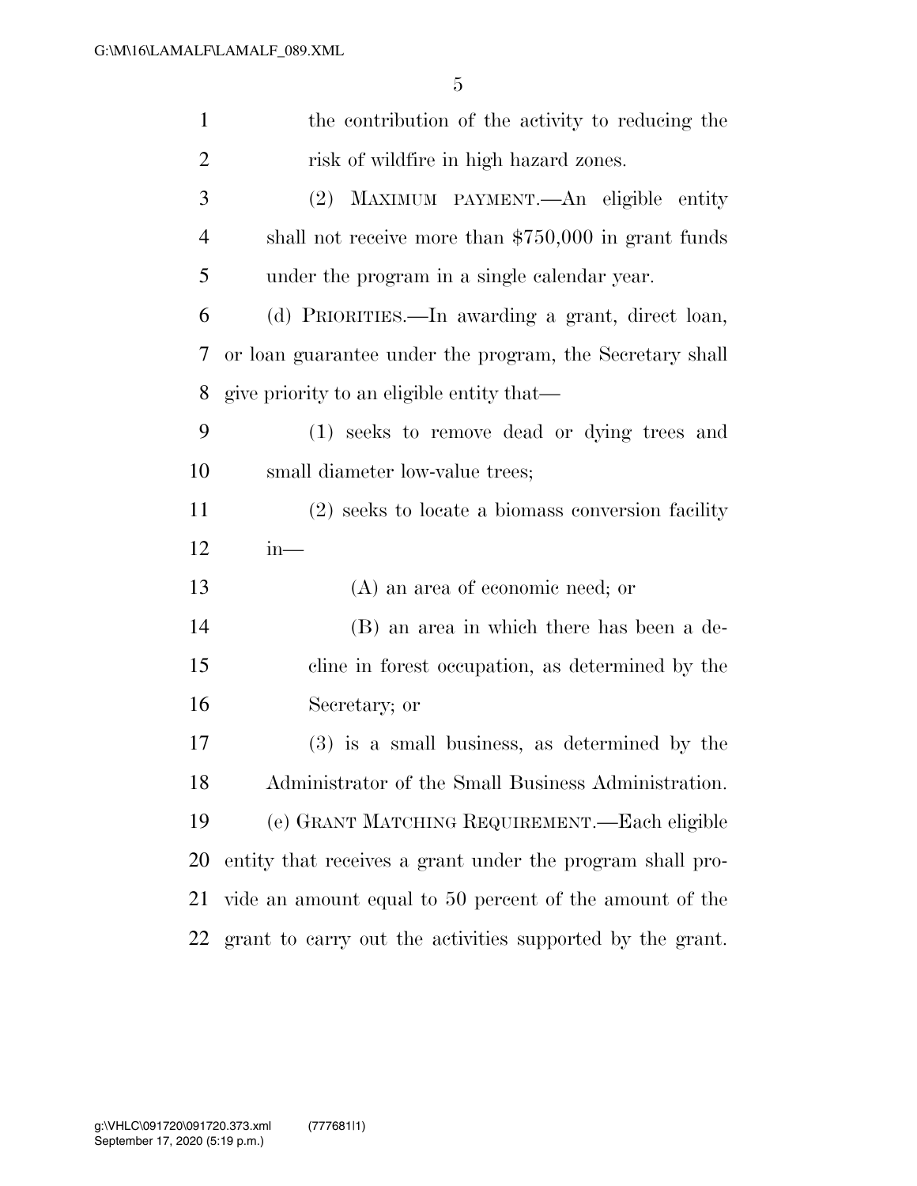the contribution of the activity to reducing the risk of wildfire in high hazard zones.

(2) MAXIMUM PAYMENT.—An eligible entity shall not receive more than $750,000 in grant funds under the program in a single calendar year.

(d) PRIORITIES.—In awarding a grant, direct loan, or loan guarantee under the program, the Secretary shall give priority to an eligible entity that—

(1) seeks to remove dead or dying trees and small diameter low-value trees;

(2) seeks to locate a biomass conversion facility in—

(A) an area of economic need; or

(B) an area in which there has been a decline in forest occupation, as determined by the Secretary; or

(3) is a small business, as determined by the Administrator of the Small Business Administration.

(e) GRANT MATCHING REQUIREMENT.—Each eligible entity that receives a grant under the program shall provide an amount equal to 50 percent of the amount of the grant to carry out the activities supported by the grant.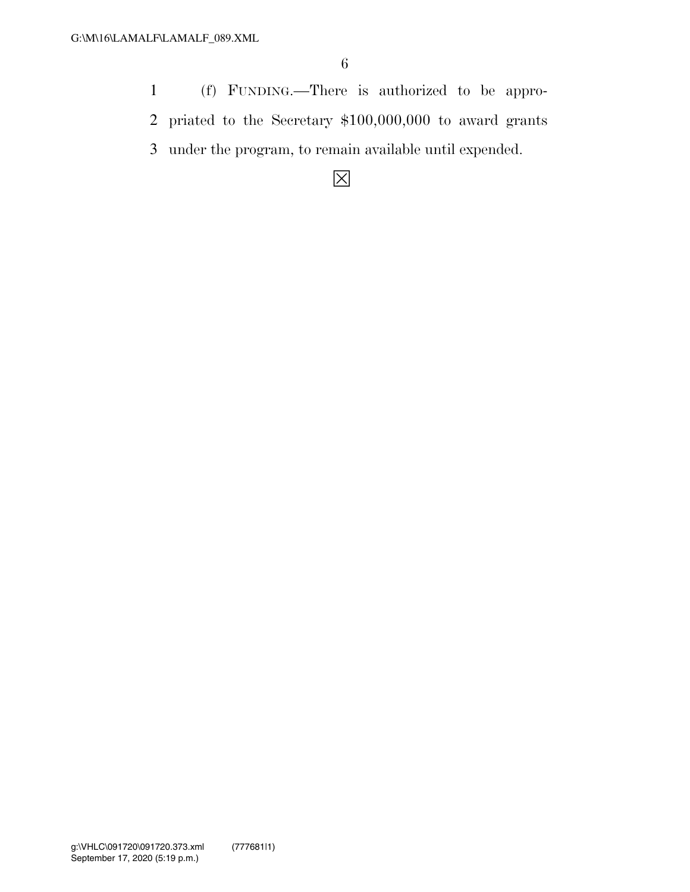(f) FUNDING.—There is authorized to be appropriated to the Secretary $100,000,000 to award grants under the program, to remain available until expended.